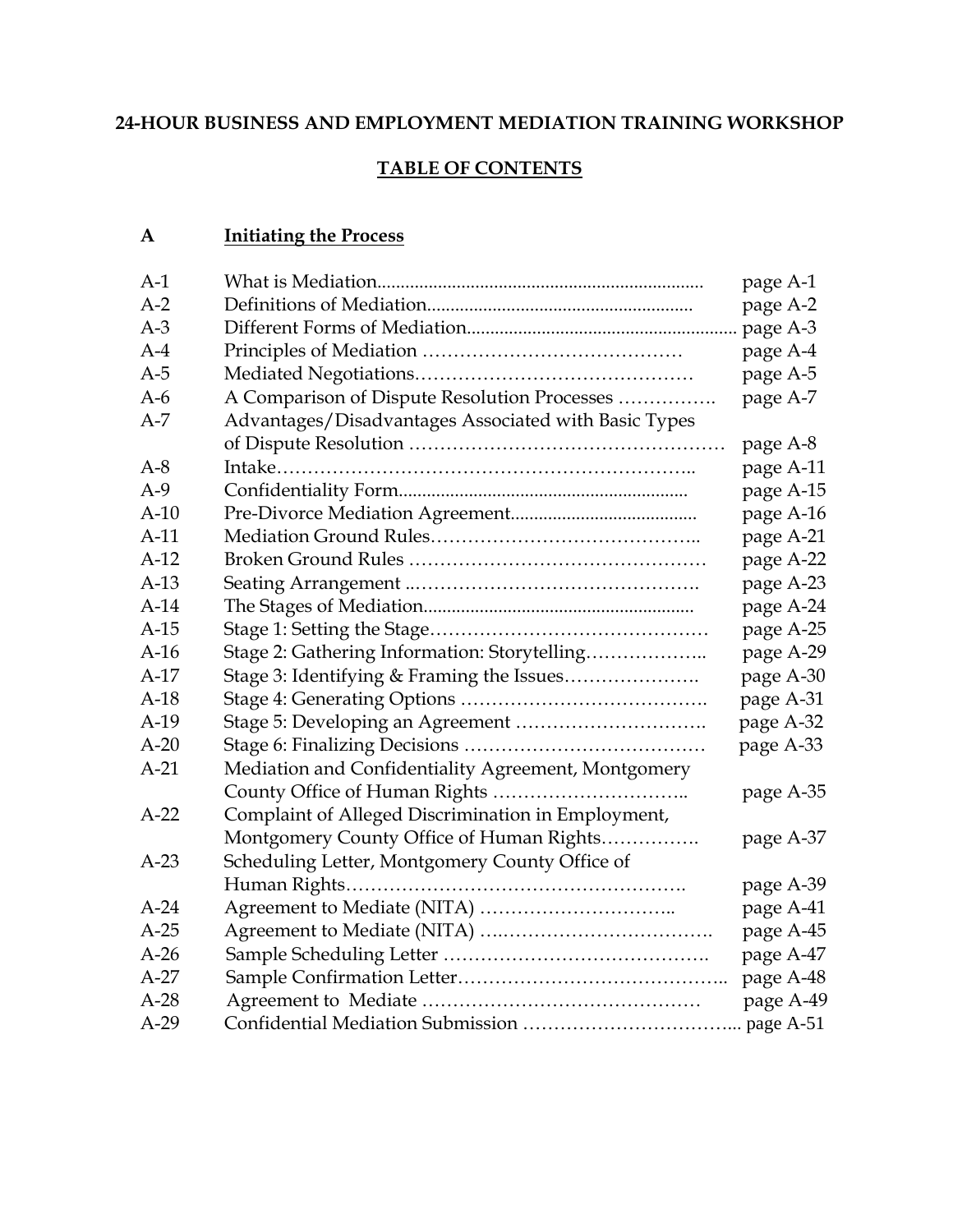# 24-HOUR BUSINESS AND EMPLOYMENT MEDIATION TRAINING WORKSHOP

## TABLE OF CONTENTS

### A — Initiating the Process

| | | |
|---|---|---|
| A-1 | What is Mediation | page A-1 |
| A-2 | Definitions of Mediation | page A-2 |
| A-3 | Different Forms of Mediation | page A-3 |
| A-4 | Principles of Mediation | page A-4 |
| A-5 | Mediated Negotiations | page A-5 |
| A-6 | A Comparison of Dispute Resolution Processes | page A-7 |
| A-7 | Advantages/Disadvantages Associated with Basic Types of Dispute Resolution | page A-8 |
| A-8 | Intake | page A-11 |
| A-9 | Confidentiality Form | page A-15 |
| A-10 | Pre-Divorce Mediation Agreement | page A-16 |
| A-11 | Mediation Ground Rules | page A-21 |
| A-12 | Broken Ground Rules | page A-22 |
| A-13 | Seating Arrangement | page A-23 |
| A-14 | The Stages of Mediation | page A-24 |
| A-15 | Stage 1: Setting the Stage | page A-25 |
| A-16 | Stage 2: Gathering Information: Storytelling | page A-29 |
| A-17 | Stage 3: Identifying & Framing the Issues | page A-30 |
| A-18 | Stage 4: Generating Options | page A-31 |
| A-19 | Stage 5: Developing an Agreement | page A-32 |
| A-20 | Stage 6: Finalizing Decisions | page A-33 |
| A-21 | Mediation and Confidentiality Agreement, Montgomery County Office of Human Rights | page A-35 |
| A-22 | Complaint of Alleged Discrimination in Employment, Montgomery County Office of Human Rights | page A-37 |
| A-23 | Scheduling Letter, Montgomery County Office of Human Rights | page A-39 |
| A-24 | Agreement to Mediate (NITA) | page A-41 |
| A-25 | Agreement to Mediate (NITA) | page A-45 |
| A-26 | Sample Scheduling Letter | page A-47 |
| A-27 | Sample Confirmation Letter | page A-48 |
| A-28 | Agreement to Mediate | page A-49 |
| A-29 | Confidential Mediation Submission | page A-51 |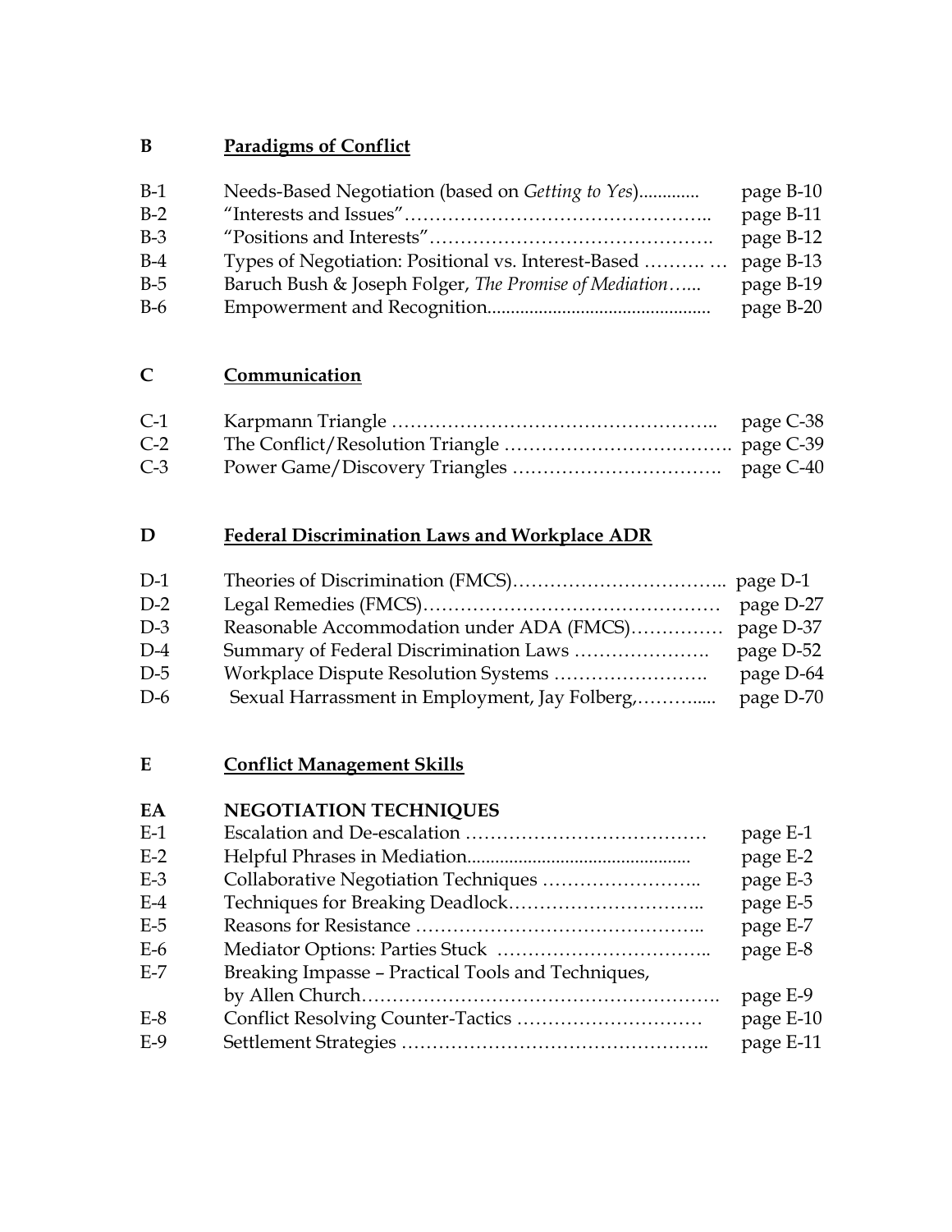## B Paradigms of Conflict

| | | |
|---|---|---|
| B-1 | Needs-Based Negotiation (based on *Getting to Yes*)............. | page B-10 |
| B-2 | "Interests and Issues"………………………………………….. | page B-11 |
| B-3 | "Positions and Interests"………………………………………. | page B-12 |
| B-4 | Types of Negotiation: Positional vs. Interest-Based ………. … | page B-13 |
| B-5 | Baruch Bush & Joseph Folger, *The Promise of Mediation*…... | page B-19 |
| B-6 | Empowerment and Recognition............................................... | page B-20 |

## C Communication

| | | |
|---|---|---|
| C-1 | Karpmann Triangle …………………………………………….. | page C-38 |
| C-2 | The Conflict/Resolution Triangle ………………………………. | page C-39 |
| C-3 | Power Game/Discovery Triangles ……………………………. | page C-40 |

## D Federal Discrimination Laws and Workplace ADR

| | | |
|---|---|---|
| D-1 | Theories of Discrimination (FMCS)…………………………….. | page D-1 |
| D-2 | Legal Remedies (FMCS)………………………………………… | page D-27 |
| D-3 | Reasonable Accommodation under ADA (FMCS)…………… | page D-37 |
| D-4 | Summary of Federal Discrimination Laws …………………. | page D-52 |
| D-5 | Workplace Dispute Resolution Systems ……………………. | page D-64 |
| D-6 | Sexual Harrassment in Employment, Jay Folberg,……….... | page D-70 |

## E Conflict Management Skills

### EA NEGOTIATION TECHNIQUES

| | | |
|---|---|---|
| E-1 | Escalation and De-escalation ………………………………… | page E-1 |
| E-2 | Helpful Phrases in Mediation................................................ | page E-2 |
| E-3 | Collaborative Negotiation Techniques …………………….. | page E-3 |
| E-4 | Techniques for Breaking Deadlock………………………….. | page E-5 |
| E-5 | Reasons for Resistance ……………………………………….. | page E-7 |
| E-6 | Mediator Options: Parties Stuck …………………………….. | page E-8 |
| E-7 | Breaking Impasse – Practical Tools and Techniques, by Allen Church……………………………………………….. | page E-9 |
| E-8 | Conflict Resolving Counter-Tactics ………………………… | page E-10 |
| E-9 | Settlement Strategies ………………………………………….. | page E-11 |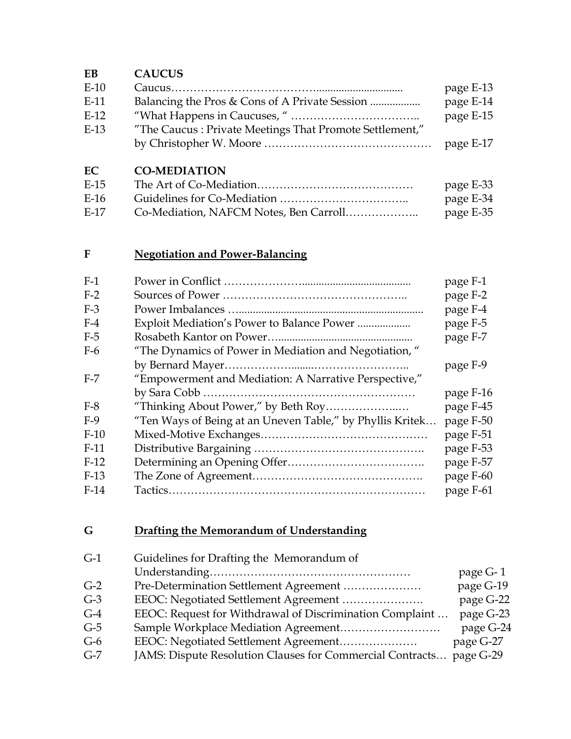| | | |
|---|---|---|
| **EB** | **CAUCUS** | |
| E-10 | Caucus | page E-13 |
| E-11 | Balancing the Pros & Cons of A Private Session | page E-14 |
| E-12 | "What Happens in Caucuses, " | page E-15 |
| E-13 | "The Caucus : Private Meetings That Promote Settlement," by Christopher W. Moore | page E-17 |
| | | |
| **EC** | **CO-MEDIATION** | |
| E-15 | The Art of Co-Mediation | page E-33 |
| E-16 | Guidelines for Co-Mediation | page E-34 |
| E-17 | Co-Mediation, NAFCM Notes, Ben Carroll | page E-35 |

| | | |
|---|---|---|
| **F** | **Negotiation and Power-Balancing** | |
| F-1 | Power in Conflict | page F-1 |
| F-2 | Sources of Power | page F-2 |
| F-3 | Power Imbalances | page F-4 |
| F-4 | Exploit Mediation's Power to Balance Power | page F-5 |
| F-5 | Rosabeth Kantor on Power | page F-7 |
| F-6 | "The Dynamics of Power in Mediation and Negotiation, " by Bernard Mayer | page F-9 |
| F-7 | "Empowerment and Mediation: A Narrative Perspective," by Sara Cobb | page F-16 |
| F-8 | "Thinking About Power," by Beth Roy | page F-45 |
| F-9 | "Ten Ways of Being at an Uneven Table," by Phyllis Kritek | page F-50 |
| F-10 | Mixed-Motive Exchanges | page F-51 |
| F-11 | Distributive Bargaining | page F-53 |
| F-12 | Determining an Opening Offer | page F-57 |
| F-13 | The Zone of Agreement | page F-60 |
| F-14 | Tactics | page F-61 |

| | | |
|---|---|---|
| **G** | **Drafting the Memorandum of Understanding** | |
| G-1 | Guidelines for Drafting the Memorandum of Understanding | page G- 1 |
| G-2 | Pre-Determination Settlement Agreement | page G-19 |
| G-3 | EEOC: Negotiated Settlement Agreement | page G-22 |
| G-4 | EEOC: Request for Withdrawal of Discrimination Complaint | page G-23 |
| G-5 | Sample Workplace Mediation Agreement | page G-24 |
| G-6 | EEOC: Negotiated Settlement Agreement | page G-27 |
| G-7 | JAMS: Dispute Resolution Clauses for Commercial Contracts | page G-29 |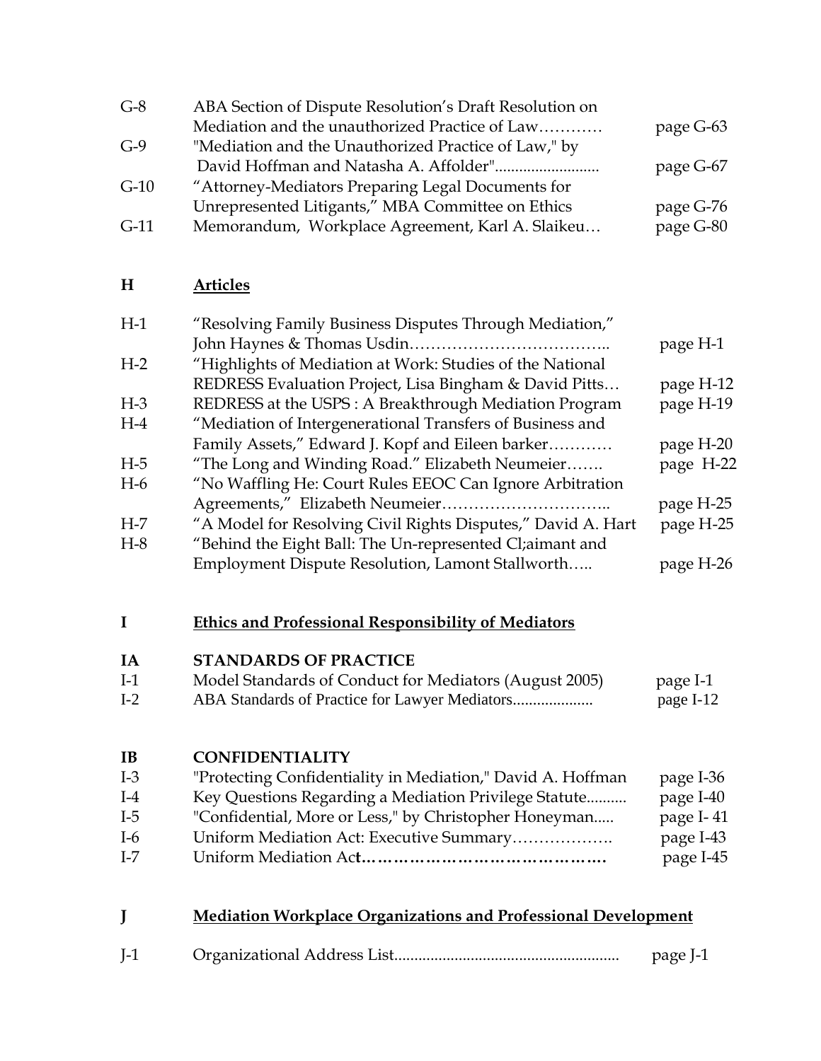| | | |
|---|---|---|
| G-8 | ABA Section of Dispute Resolution's Draft Resolution on Mediation and the unauthorized Practice of Law………… | page G-63 |
| G-9 | "Mediation and the Unauthorized Practice of Law," by David Hoffman and Natasha A. Affolder".......................... | page G-67 |
| G-10 | "Attorney-Mediators Preparing Legal Documents for Unrepresented Litigants," MBA Committee on Ethics | page G-76 |
| G-11 | Memorandum, Workplace Agreement, Karl A. Slaikeu… | page G-80 |

## H **Articles**

| | | |
|---|---|---|
| H-1 | "Resolving Family Business Disputes Through Mediation," John Haynes & Thomas Usdin……………………………….. | page H-1 |
| H-2 | "Highlights of Mediation at Work: Studies of the National REDRESS Evaluation Project, Lisa Bingham & David Pitts… | page H-12 |
| H-3 | REDRESS at the USPS : A Breakthrough Mediation Program | page H-19 |
| H-4 | "Mediation of Intergenerational Transfers of Business and Family Assets," Edward J. Kopf and Eileen barker………… | page H-20 |
| H-5 | "The Long and Winding Road." Elizabeth Neumeier……. | page H-22 |
| H-6 | "No Waffling He: Court Rules EEOC Can Ignore Arbitration Agreements," Elizabeth Neumeier………………………….. | page H-25 |
| H-7 | "A Model for Resolving Civil Rights Disputes," David A. Hart | page H-25 |
| H-8 | "Behind the Eight Ball: The Un-represented Cl;aimant and Employment Dispute Resolution, Lamont Stallworth….. | page H-26 |

## I **Ethics and Professional Responsibility of Mediators**

### IA STANDARDS OF PRACTICE

| | | |
|---|---|---|
| I-1 | Model Standards of Conduct for Mediators (August 2005) | page I-1 |
| I-2 | ABA Standards of Practice for Lawyer Mediators.................... | page I-12 |

### IB CONFIDENTIALITY

| | | |
|---|---|---|
| I-3 | "Protecting Confidentiality in Mediation," David A. Hoffman | page I-36 |
| I-4 | Key Questions Regarding a Mediation Privilege Statute.......... | page I-40 |
| I-5 | "Confidential, More or Less," by Christopher Honeyman..... | page I- 41 |
| I-6 | Uniform Mediation Act: Executive Summary………………. | page I-43 |
| I-7 | Uniform Mediation Act………………………………………. | page I-45 |

## J **Mediation Workplace Organizations and Professional Development**

| | | |
|---|---|---|
| J-1 | Organizational Address List....................................................... | page J-1 |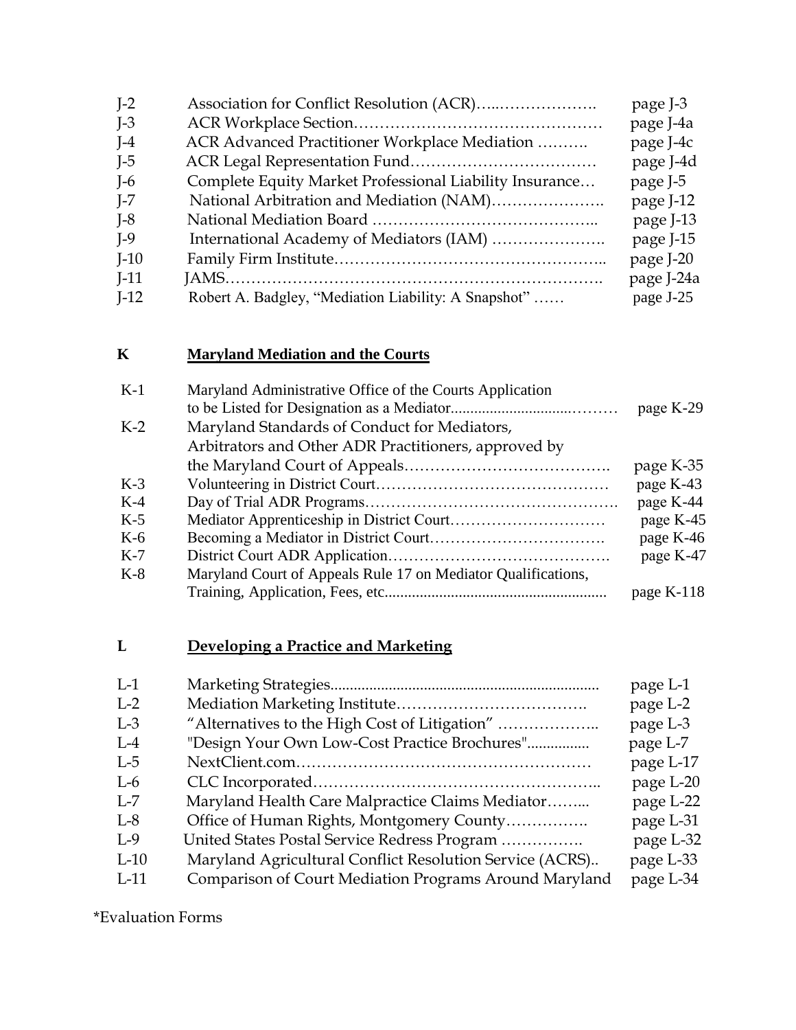| | | |
|---|---|---|
| J-2 | Association for Conflict Resolution (ACR)….………………. | page J-3 |
| J-3 | ACR Workplace Section………………………………………… | page J-4a |
| J-4 | ACR Advanced Practitioner Workplace Mediation ………. | page J-4c |
| J-5 | ACR Legal Representation Fund……………………………… | page J-4d |
| J-6 | Complete Equity Market Professional Liability Insurance… | page J-5 |
| J-7 | National Arbitration and Mediation (NAM)…………………. | page J-12 |
| J-8 | National Mediation Board ………………………………….. | page J-13 |
| J-9 | International Academy of Mediators (IAM) …………………. | page J-15 |
| J-10 | Family Firm Institute………………………………………….. | page J-20 |
| J-11 | JAMS……………………………………………………………. | page J-24a |
| J-12 | Robert A. Badgley, "Mediation Liability: A Snapshot" …… | page J-25 |

## K Maryland Mediation and the Courts

| | | |
|---|---|---|
| K-1 | Maryland Administrative Office of the Courts Application to be Listed for Designation as a Mediator...............................……… | page K-29 |
| K-2 | Maryland Standards of Conduct for Mediators, Arbitrators and Other ADR Practitioners, approved by the Maryland Court of Appeals…………………………………. | page K-35 |
| K-3 | Volunteering in District Court……………………………………… | page K-43 |
| K-4 | Day of Trial ADR Programs…………………………………………. | page K-44 |
| K-5 | Mediator Apprenticeship in District Court………………………… | page K-45 |
| K-6 | Becoming a Mediator in District Court……………………………. | page K-46 |
| K-7 | District Court ADR Application……………………………………. | page K-47 |
| K-8 | Maryland Court of Appeals Rule 17 on Mediator Qualifications, Training, Application, Fees, etc......................................................... | page K-118 |

## L Developing a Practice and Marketing

| | | |
|---|---|---|
| L-1 | Marketing Strategies..................................................................... | page L-1 |
| L-2 | Mediation Marketing Institute………………………………. | page L-2 |
| L-3 | "Alternatives to the High Cost of Litigation" ……………….. | page L-3 |
| L-4 | "Design Your Own Low-Cost Practice Brochures"................ | page L-7 |
| L-5 | NextClient.com………………………………………………… | page L-17 |
| L-6 | CLC Incorporated…………………………………………….. | page L-20 |
| L-7 | Maryland Health Care Malpractice Claims Mediator……... | page L-22 |
| L-8 | Office of Human Rights, Montgomery County……………. | page L-31 |
| L-9 | United States Postal Service Redress Program ……………. | page L-32 |
| L-10 | Maryland Agricultural Conflict Resolution Service (ACRS).. | page L-33 |
| L-11 | Comparison of Court Mediation Programs Around Maryland | page L-34 |

*Evaluation Forms